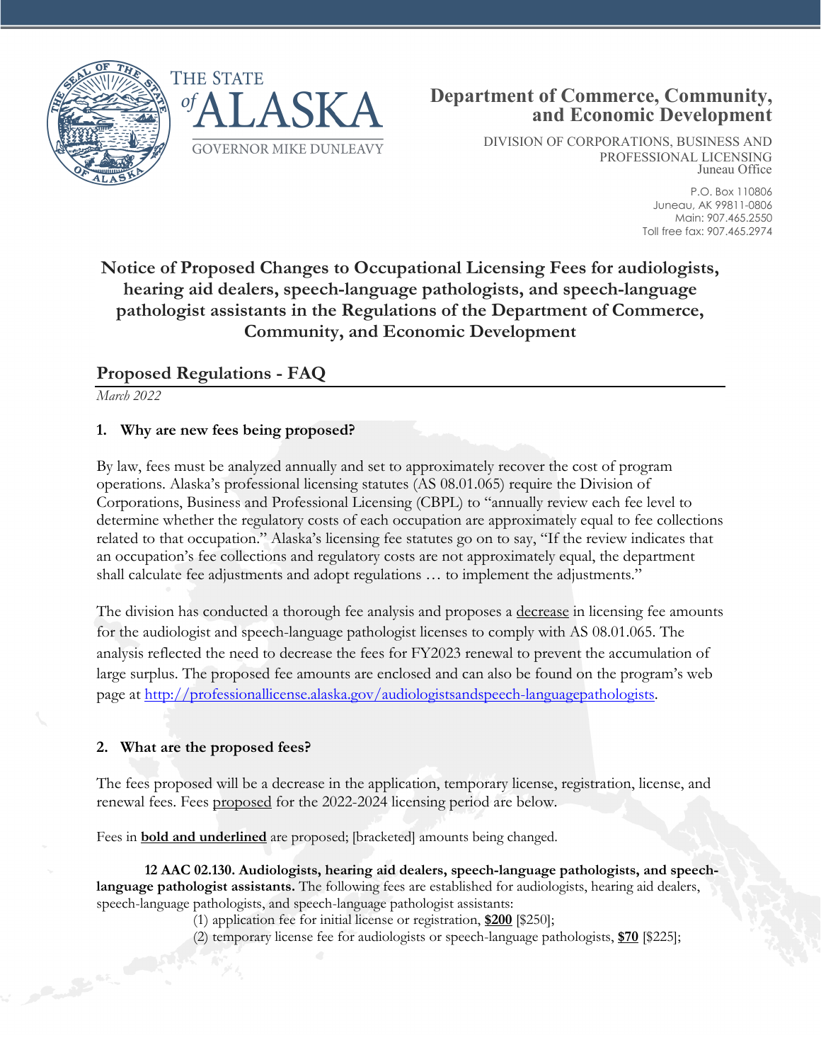THE STATE of ALASKA

GOVERNOR MIKE DUNLEAVY

**Department of Commerce, Community, and Economic Development**

DIVISION OF CORPORATIONS, BUSINESS AND PROFESSIONAL LICENSING
Juneau Office

P.O. Box 110806
Juneau, AK 99811-0806
Main: 907.465.2550
Toll free fax: 907.465.2974

# Notice of Proposed Changes to Occupational Licensing Fees for audiologists, hearing aid dealers, speech-language pathologists, and speech-language pathologist assistants in the Regulations of the Department of Commerce, Community, and Economic Development

## Proposed Regulations - FAQ

*March 2022*

### 1. Why are new fees being proposed?

By law, fees must be analyzed annually and set to approximately recover the cost of program operations. Alaska's professional licensing statutes (AS 08.01.065) require the Division of Corporations, Business and Professional Licensing (CBPL) to "annually review each fee level to determine whether the regulatory costs of each occupation are approximately equal to fee collections related to that occupation." Alaska's licensing fee statutes go on to say, "If the review indicates that an occupation's fee collections and regulatory costs are not approximately equal, the department shall calculate fee adjustments and adopt regulations … to implement the adjustments."

The division has conducted a thorough fee analysis and proposes a <u>decrease</u> in licensing fee amounts for the audiologist and speech-language pathologist licenses to comply with AS 08.01.065. The analysis reflected the need to decrease the fees for FY2023 renewal to prevent the accumulation of large surplus. The proposed fee amounts are enclosed and can also be found on the program's web page at http://professionallicense.alaska.gov/audiologistsandspeech-languagepathologists.

### 2. What are the proposed fees?

The fees proposed will be a decrease in the application, temporary license, registration, license, and renewal fees. Fees <u>proposed</u> for the 2022-2024 licensing period are below.

Fees in **<u>bold and underlined</u>** are proposed; [bracketed] amounts being changed.

**12 AAC 02.130. Audiologists, hearing aid dealers, speech-language pathologists, and speech-language pathologist assistants.** The following fees are established for audiologists, hearing aid dealers, speech-language pathologists, and speech-language pathologist assistants:

(1) application fee for initial license or registration, **<u>$200</u>** [$250];

(2) temporary license fee for audiologists or speech-language pathologists, **<u>$70</u>** [$225];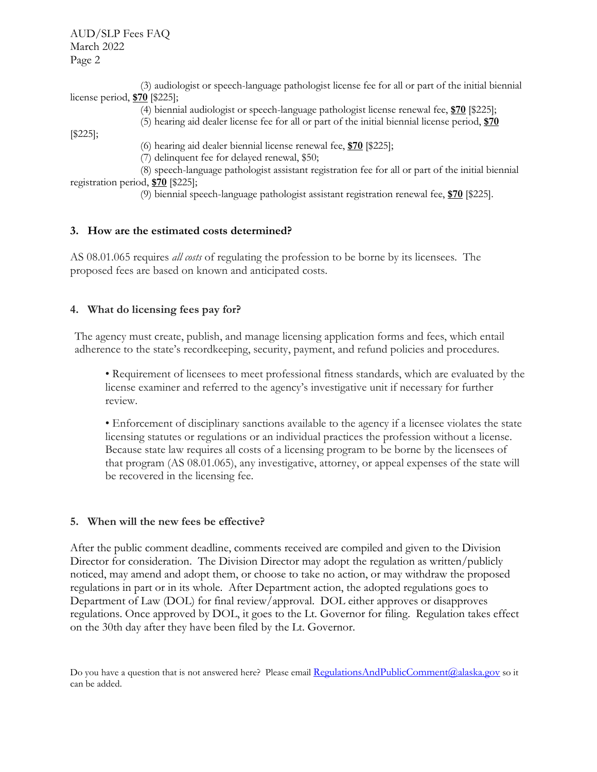(3) audiologist or speech-language pathologist license fee for all or part of the initial biennial license period, **$70** [$225];

(4) biennial audiologist or speech-language pathologist license renewal fee, **$70** [$225];

(5) hearing aid dealer license fee for all or part of the initial biennial license period, **$70** [$225];

(6) hearing aid dealer biennial license renewal fee, **$70** [$225];

(7) delinquent fee for delayed renewal, $50;

(8) speech-language pathologist assistant registration fee for all or part of the initial biennial registration period, **$70** [$225];

(9) biennial speech-language pathologist assistant registration renewal fee, **$70** [$225].

### 3. How are the estimated costs determined?

AS 08.01.065 requires *all costs* of regulating the profession to be borne by its licensees. The proposed fees are based on known and anticipated costs.

### 4. What do licensing fees pay for?

The agency must create, publish, and manage licensing application forms and fees, which entail adherence to the state's recordkeeping, security, payment, and refund policies and procedures.

- Requirement of licensees to meet professional fitness standards, which are evaluated by the license examiner and referred to the agency's investigative unit if necessary for further review.

- Enforcement of disciplinary sanctions available to the agency if a licensee violates the state licensing statutes or regulations or an individual practices the profession without a license. Because state law requires all costs of a licensing program to be borne by the licensees of that program (AS 08.01.065), any investigative, attorney, or appeal expenses of the state will be recovered in the licensing fee.

### 5. When will the new fees be effective?

After the public comment deadline, comments received are compiled and given to the Division Director for consideration. The Division Director may adopt the regulation as written/publicly noticed, may amend and adopt them, or choose to take no action, or may withdraw the proposed regulations in part or in its whole. After Department action, the adopted regulations goes to Department of Law (DOL) for final review/approval. DOL either approves or disapproves regulations. Once approved by DOL, it goes to the Lt. Governor for filing. Regulation takes effect on the 30th day after they have been filed by the Lt. Governor.

Do you have a question that is not answered here? Please email RegulationsAndPublicComment@alaska.gov so it can be added.